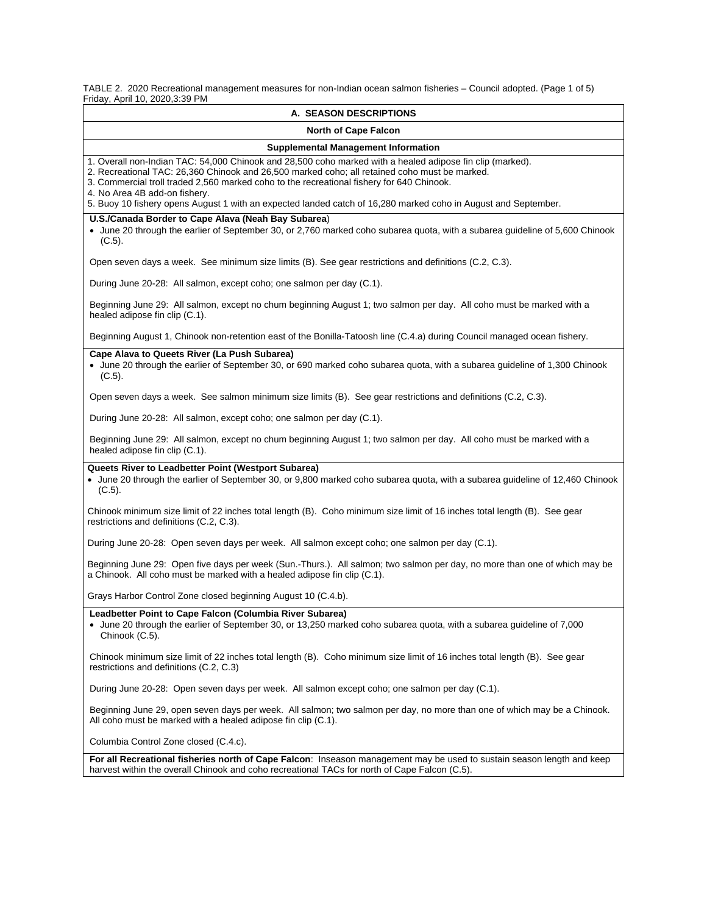TABLE 2. 2020 Recreational management measures for non-Indian ocean salmon fisheries – Council adopted. (Page 1 of 5)
Friday, April 10, 2020,3:39 PM

## A. SEASON DESCRIPTIONS

### North of Cape Falcon

#### Supplemental Management Information

1. Overall non-Indian TAC: 54,000 Chinook and 28,500 coho marked with a healed adipose fin clip (marked).
2. Recreational TAC: 26,360 Chinook and 26,500 marked coho; all retained coho must be marked.
3. Commercial troll traded 2,560 marked coho to the recreational fishery for 640 Chinook.
4. No Area 4B add-on fishery.
5. Buoy 10 fishery opens August 1 with an expected landed catch of 16,280 marked coho in August and September.

**U.S./Canada Border to Cape Alava (Neah Bay Subarea**)

- June 20 through the earlier of September 30, or 2,760 marked coho subarea quota, with a subarea guideline of 5,600 Chinook (C.5).

Open seven days a week. See minimum size limits (B). See gear restrictions and definitions (C.2, C.3).

During June 20-28: All salmon, except coho; one salmon per day (C.1).

Beginning June 29: All salmon, except no chum beginning August 1; two salmon per day. All coho must be marked with a healed adipose fin clip (C.1).

Beginning August 1, Chinook non-retention east of the Bonilla-Tatoosh line (C.4.a) during Council managed ocean fishery.

**Cape Alava to Queets River (La Push Subarea)**

- June 20 through the earlier of September 30, or 690 marked coho subarea quota, with a subarea guideline of 1,300 Chinook (C.5).

Open seven days a week. See salmon minimum size limits (B). See gear restrictions and definitions (C.2, C.3).

During June 20-28: All salmon, except coho; one salmon per day (C.1).

Beginning June 29: All salmon, except no chum beginning August 1; two salmon per day. All coho must be marked with a healed adipose fin clip (C.1).

**Queets River to Leadbetter Point (Westport Subarea)**

- June 20 through the earlier of September 30, or 9,800 marked coho subarea quota, with a subarea guideline of 12,460 Chinook (C.5).

Chinook minimum size limit of 22 inches total length (B). Coho minimum size limit of 16 inches total length (B). See gear restrictions and definitions (C.2, C.3).

During June 20-28: Open seven days per week. All salmon except coho; one salmon per day (C.1).

Beginning June 29: Open five days per week (Sun.-Thurs.). All salmon; two salmon per day, no more than one of which may be a Chinook. All coho must be marked with a healed adipose fin clip (C.1).

Grays Harbor Control Zone closed beginning August 10 (C.4.b).

**Leadbetter Point to Cape Falcon (Columbia River Subarea)**

- June 20 through the earlier of September 30, or 13,250 marked coho subarea quota, with a subarea guideline of 7,000 Chinook (C.5).

Chinook minimum size limit of 22 inches total length (B). Coho minimum size limit of 16 inches total length (B). See gear restrictions and definitions (C.2, C.3)

During June 20-28: Open seven days per week. All salmon except coho; one salmon per day (C.1).

Beginning June 29, open seven days per week. All salmon; two salmon per day, no more than one of which may be a Chinook. All coho must be marked with a healed adipose fin clip (C.1).

Columbia Control Zone closed (C.4.c).

**For all Recreational fisheries north of Cape Falcon**: Inseason management may be used to sustain season length and keep harvest within the overall Chinook and coho recreational TACs for north of Cape Falcon (C.5).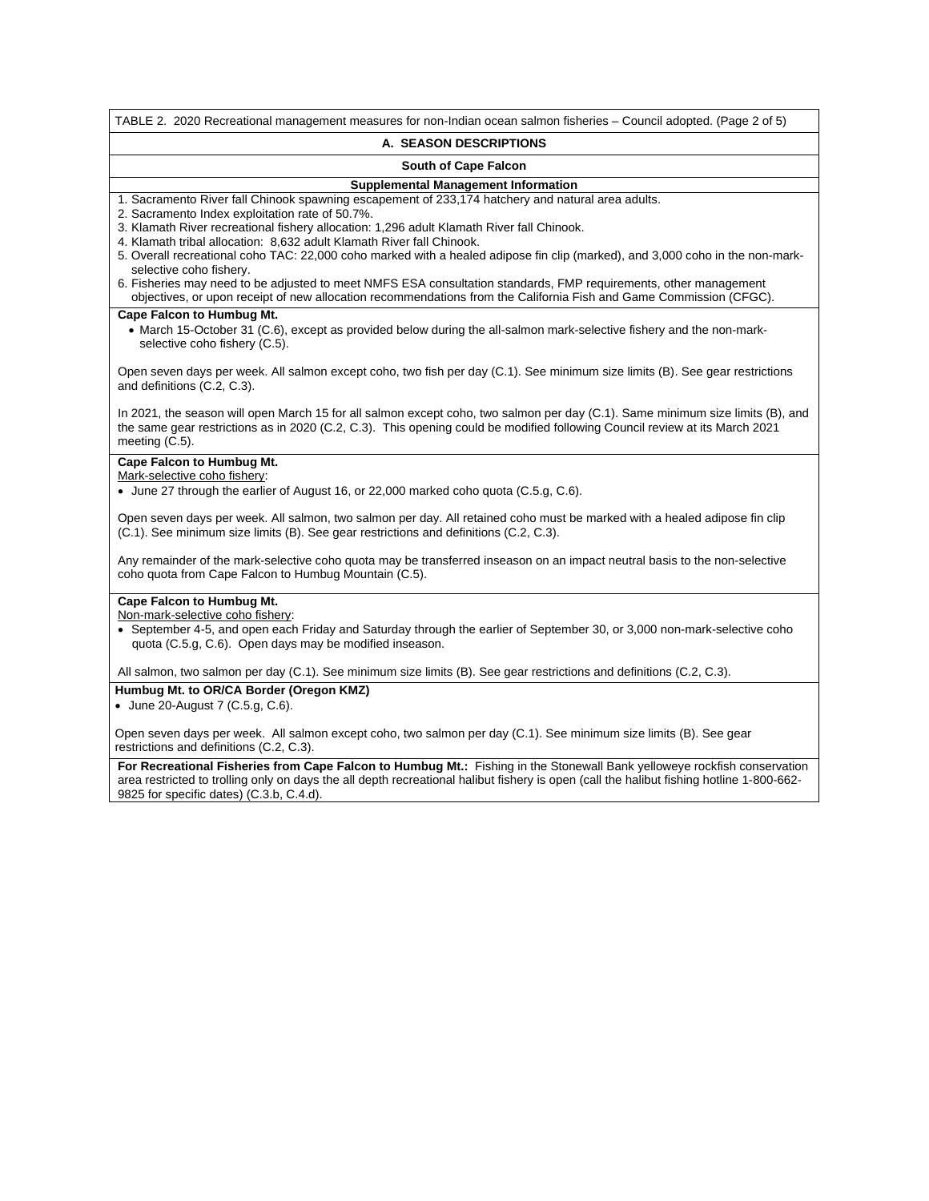TABLE 2. 2020 Recreational management measures for non-Indian ocean salmon fisheries – Council adopted. (Page 2 of 5)

## A. SEASON DESCRIPTIONS

### South of Cape Falcon

#### Supplemental Management Information

1. Sacramento River fall Chinook spawning escapement of 233,174 hatchery and natural area adults.
2. Sacramento Index exploitation rate of 50.7%.
3. Klamath River recreational fishery allocation: 1,296 adult Klamath River fall Chinook.
4. Klamath tribal allocation: 8,632 adult Klamath River fall Chinook.
5. Overall recreational coho TAC: 22,000 coho marked with a healed adipose fin clip (marked), and 3,000 coho in the non-mark-selective coho fishery.
6. Fisheries may need to be adjusted to meet NMFS ESA consultation standards, FMP requirements, other management objectives, or upon receipt of new allocation recommendations from the California Fish and Game Commission (CFGC).

**Cape Falcon to Humbug Mt.**

- March 15-October 31 (C.6), except as provided below during the all-salmon mark-selective fishery and the non-mark-selective coho fishery (C.5).

Open seven days per week. All salmon except coho, two fish per day (C.1). See minimum size limits (B). See gear restrictions and definitions (C.2, C.3).

In 2021, the season will open March 15 for all salmon except coho, two salmon per day (C.1). Same minimum size limits (B), and the same gear restrictions as in 2020 (C.2, C.3). This opening could be modified following Council review at its March 2021 meeting (C.5).

**Cape Falcon to Humbug Mt.**

Mark-selective coho fishery:

- June 27 through the earlier of August 16, or 22,000 marked coho quota (C.5.g, C.6).

Open seven days per week. All salmon, two salmon per day. All retained coho must be marked with a healed adipose fin clip (C.1). See minimum size limits (B). See gear restrictions and definitions (C.2, C.3).

Any remainder of the mark-selective coho quota may be transferred inseason on an impact neutral basis to the non-selective coho quota from Cape Falcon to Humbug Mountain (C.5).

**Cape Falcon to Humbug Mt.**

Non-mark-selective coho fishery:

- September 4-5, and open each Friday and Saturday through the earlier of September 30, or 3,000 non-mark-selective coho quota (C.5.g, C.6). Open days may be modified inseason.

All salmon, two salmon per day (C.1). See minimum size limits (B). See gear restrictions and definitions (C.2, C.3).

**Humbug Mt. to OR/CA Border (Oregon KMZ)**

- June 20-August 7 (C.5.g, C.6).

Open seven days per week. All salmon except coho, two salmon per day (C.1). See minimum size limits (B). See gear restrictions and definitions (C.2, C.3).

**For Recreational Fisheries from Cape Falcon to Humbug Mt.:** Fishing in the Stonewall Bank yelloweye rockfish conservation area restricted to trolling only on days the all depth recreational halibut fishery is open (call the halibut fishing hotline 1-800-662-9825 for specific dates) (C.3.b, C.4.d).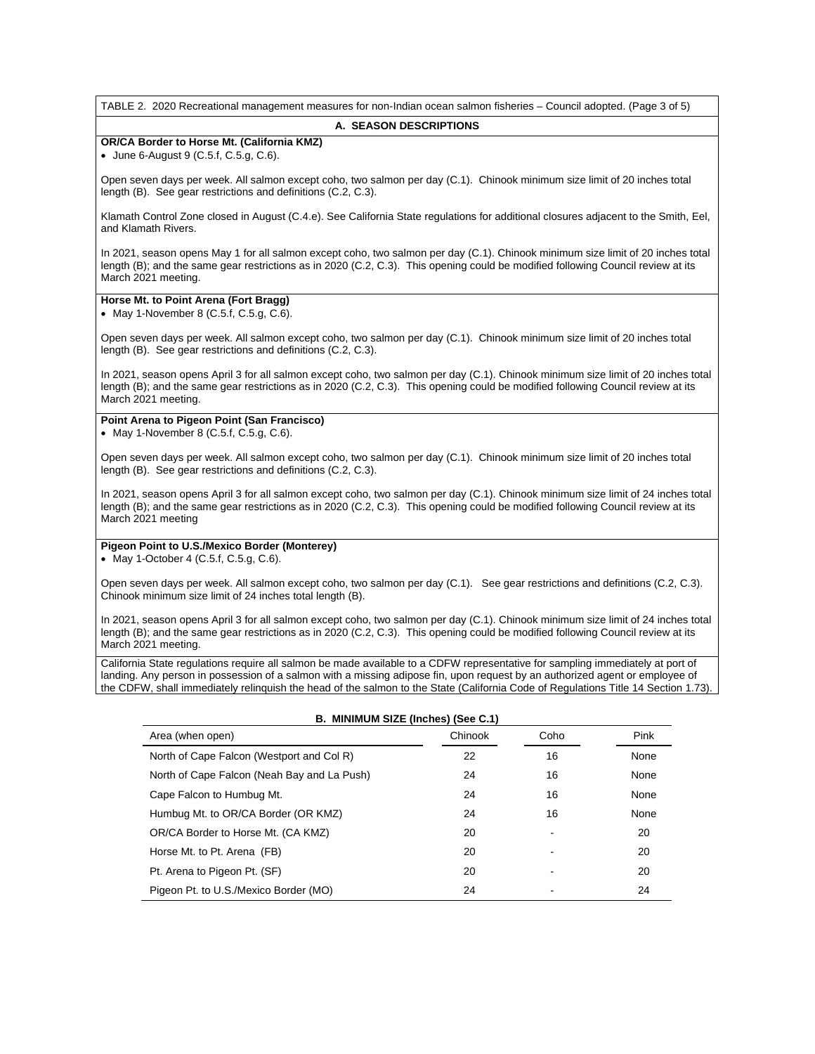TABLE 2. 2020 Recreational management measures for non-Indian ocean salmon fisheries – Council adopted. (Page 3 of 5)

## A. SEASON DESCRIPTIONS

**OR/CA Border to Horse Mt. (California KMZ)**

- June 6-August 9 (C.5.f, C.5.g, C.6).

Open seven days per week. All salmon except coho, two salmon per day (C.1). Chinook minimum size limit of 20 inches total length (B). See gear restrictions and definitions (C.2, C.3).

Klamath Control Zone closed in August (C.4.e). See California State regulations for additional closures adjacent to the Smith, Eel, and Klamath Rivers.

In 2021, season opens May 1 for all salmon except coho, two salmon per day (C.1). Chinook minimum size limit of 20 inches total length (B); and the same gear restrictions as in 2020 (C.2, C.3). This opening could be modified following Council review at its March 2021 meeting.

**Horse Mt. to Point Arena (Fort Bragg)**

- May 1-November 8 (C.5.f, C.5.g, C.6).

Open seven days per week. All salmon except coho, two salmon per day (C.1). Chinook minimum size limit of 20 inches total length (B). See gear restrictions and definitions (C.2, C.3).

In 2021, season opens April 3 for all salmon except coho, two salmon per day (C.1). Chinook minimum size limit of 20 inches total length (B); and the same gear restrictions as in 2020 (C.2, C.3). This opening could be modified following Council review at its March 2021 meeting.

**Point Arena to Pigeon Point (San Francisco)**

- May 1-November 8 (C.5.f, C.5.g, C.6).

Open seven days per week. All salmon except coho, two salmon per day (C.1). Chinook minimum size limit of 20 inches total length (B). See gear restrictions and definitions (C.2, C.3).

In 2021, season opens April 3 for all salmon except coho, two salmon per day (C.1). Chinook minimum size limit of 24 inches total length (B); and the same gear restrictions as in 2020 (C.2, C.3). This opening could be modified following Council review at its March 2021 meeting

**Pigeon Point to U.S./Mexico Border (Monterey)**

- May 1-October 4 (C.5.f, C.5.g, C.6).

Open seven days per week. All salmon except coho, two salmon per day (C.1). See gear restrictions and definitions (C.2, C.3). Chinook minimum size limit of 24 inches total length (B).

In 2021, season opens April 3 for all salmon except coho, two salmon per day (C.1). Chinook minimum size limit of 24 inches total length (B); and the same gear restrictions as in 2020 (C.2, C.3). This opening could be modified following Council review at its March 2021 meeting.

California State regulations require all salmon be made available to a CDFW representative for sampling immediately at port of landing. Any person in possession of a salmon with a missing adipose fin, upon request by an authorized agent or employee of the CDFW, shall immediately relinquish the head of the salmon to the State (California Code of Regulations Title 14 Section 1.73).

## B. MINIMUM SIZE (Inches) (See C.1)

| Area (when open) | Chinook | Coho | Pink |
|---|---|---|---|
| North of Cape Falcon (Westport and Col R) | 22 | 16 | None |
| North of Cape Falcon (Neah Bay and La Push) | 24 | 16 | None |
| Cape Falcon to Humbug Mt. | 24 | 16 | None |
| Humbug Mt. to OR/CA Border (OR KMZ) | 24 | 16 | None |
| OR/CA Border to Horse Mt. (CA KMZ) | 20 | - | 20 |
| Horse Mt. to Pt. Arena (FB) | 20 | - | 20 |
| Pt. Arena to Pigeon Pt. (SF) | 20 | - | 20 |
| Pigeon Pt. to U.S./Mexico Border (MO) | 24 | - | 24 |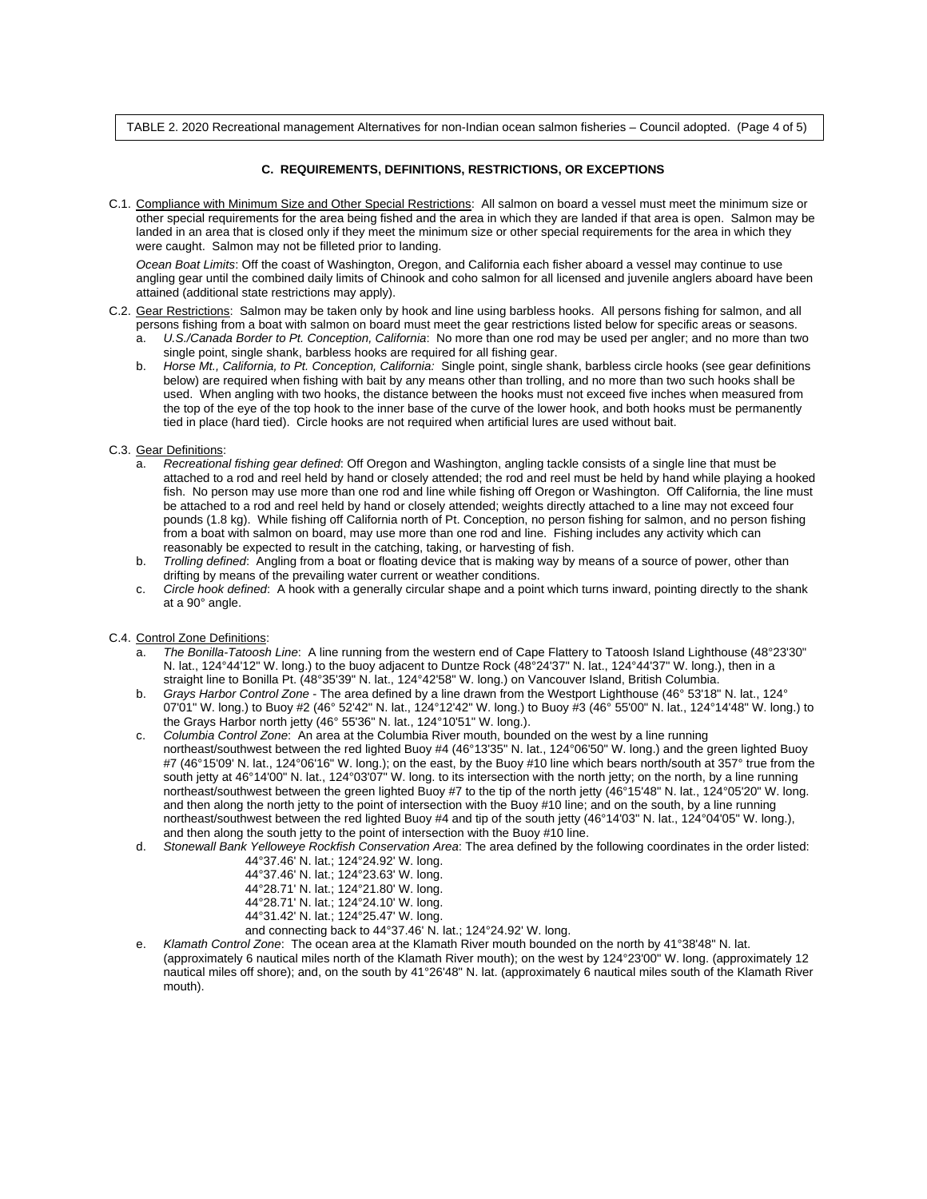TABLE 2. 2020 Recreational management Alternatives for non-Indian ocean salmon fisheries – Council adopted. (Page 4 of 5)

### C. REQUIREMENTS, DEFINITIONS, RESTRICTIONS, OR EXCEPTIONS

C.1. Compliance with Minimum Size and Other Special Restrictions: All salmon on board a vessel must meet the minimum size or other special requirements for the area being fished and the area in which they are landed if that area is open. Salmon may be landed in an area that is closed only if they meet the minimum size or other special requirements for the area in which they were caught. Salmon may not be filleted prior to landing.

*Ocean Boat Limits*: Off the coast of Washington, Oregon, and California each fisher aboard a vessel may continue to use angling gear until the combined daily limits of Chinook and coho salmon for all licensed and juvenile anglers aboard have been attained (additional state restrictions may apply).

C.2. Gear Restrictions: Salmon may be taken only by hook and line using barbless hooks. All persons fishing for salmon, and all persons fishing from a boat with salmon on board must meet the gear restrictions listed below for specific areas or seasons.

a. *U.S./Canada Border to Pt. Conception, California*: No more than one rod may be used per angler; and no more than two single point, single shank, barbless hooks are required for all fishing gear.

b. *Horse Mt., California, to Pt. Conception, California:* Single point, single shank, barbless circle hooks (see gear definitions below) are required when fishing with bait by any means other than trolling, and no more than two such hooks shall be used. When angling with two hooks, the distance between the hooks must not exceed five inches when measured from the top of the eye of the top hook to the inner base of the curve of the lower hook, and both hooks must be permanently tied in place (hard tied). Circle hooks are not required when artificial lures are used without bait.

C.3. Gear Definitions:

a. *Recreational fishing gear defined*: Off Oregon and Washington, angling tackle consists of a single line that must be attached to a rod and reel held by hand or closely attended; the rod and reel must be held by hand while playing a hooked fish. No person may use more than one rod and line while fishing off Oregon or Washington. Off California, the line must be attached to a rod and reel held by hand or closely attended; weights directly attached to a line may not exceed four pounds (1.8 kg). While fishing off California north of Pt. Conception, no person fishing for salmon, and no person fishing from a boat with salmon on board, may use more than one rod and line. Fishing includes any activity which can reasonably be expected to result in the catching, taking, or harvesting of fish.

b. *Trolling defined*: Angling from a boat or floating device that is making way by means of a source of power, other than drifting by means of the prevailing water current or weather conditions.

c. *Circle hook defined*: A hook with a generally circular shape and a point which turns inward, pointing directly to the shank at a 90° angle.

C.4. Control Zone Definitions:

a. *The Bonilla-Tatoosh Line*: A line running from the western end of Cape Flattery to Tatoosh Island Lighthouse (48°23'30" N. lat., 124°44'12" W. long.) to the buoy adjacent to Duntze Rock (48°24'37" N. lat., 124°44'37" W. long.), then in a straight line to Bonilla Pt. (48°35'39" N. lat., 124°42'58" W. long.) on Vancouver Island, British Columbia.

b. *Grays Harbor Control Zone* - The area defined by a line drawn from the Westport Lighthouse (46° 53'18" N. lat., 124° 07'01" W. long.) to Buoy #2 (46° 52'42" N. lat., 124°12'42" W. long.) to Buoy #3 (46° 55'00" N. lat., 124°14'48" W. long.) to the Grays Harbor north jetty (46° 55'36" N. lat., 124°10'51" W. long.).

c. *Columbia Control Zone*: An area at the Columbia River mouth, bounded on the west by a line running northeast/southwest between the red lighted Buoy #4 (46°13'35" N. lat., 124°06'50" W. long.) and the green lighted Buoy #7 (46°15'09' N. lat., 124°06'16" W. long.); on the east, by the Buoy #10 line which bears north/south at 357° true from the south jetty at 46°14'00" N. lat., 124°03'07" W. long. to its intersection with the north jetty; on the north, by a line running northeast/southwest between the green lighted Buoy #7 to the tip of the north jetty (46°15'48" N. lat., 124°05'20" W. long. and then along the north jetty to the point of intersection with the Buoy #10 line; and on the south, by a line running northeast/southwest between the red lighted Buoy #4 and tip of the south jetty (46°14'03" N. lat., 124°04'05" W. long.), and then along the south jetty to the point of intersection with the Buoy #10 line.

d. *Stonewall Bank Yelloweye Rockfish Conservation Area*: The area defined by the following coordinates in the order listed:

44°37.46' N. lat.; 124°24.92' W. long.
44°37.46' N. lat.; 124°23.63' W. long.
44°28.71' N. lat.; 124°21.80' W. long.
44°28.71' N. lat.; 124°24.10' W. long.
44°31.42' N. lat.; 124°25.47' W. long.
and connecting back to 44°37.46' N. lat.; 124°24.92' W. long.

e. *Klamath Control Zone*: The ocean area at the Klamath River mouth bounded on the north by 41°38'48" N. lat. (approximately 6 nautical miles north of the Klamath River mouth); on the west by 124°23'00" W. long. (approximately 12 nautical miles off shore); and, on the south by 41°26'48" N. lat. (approximately 6 nautical miles south of the Klamath River mouth).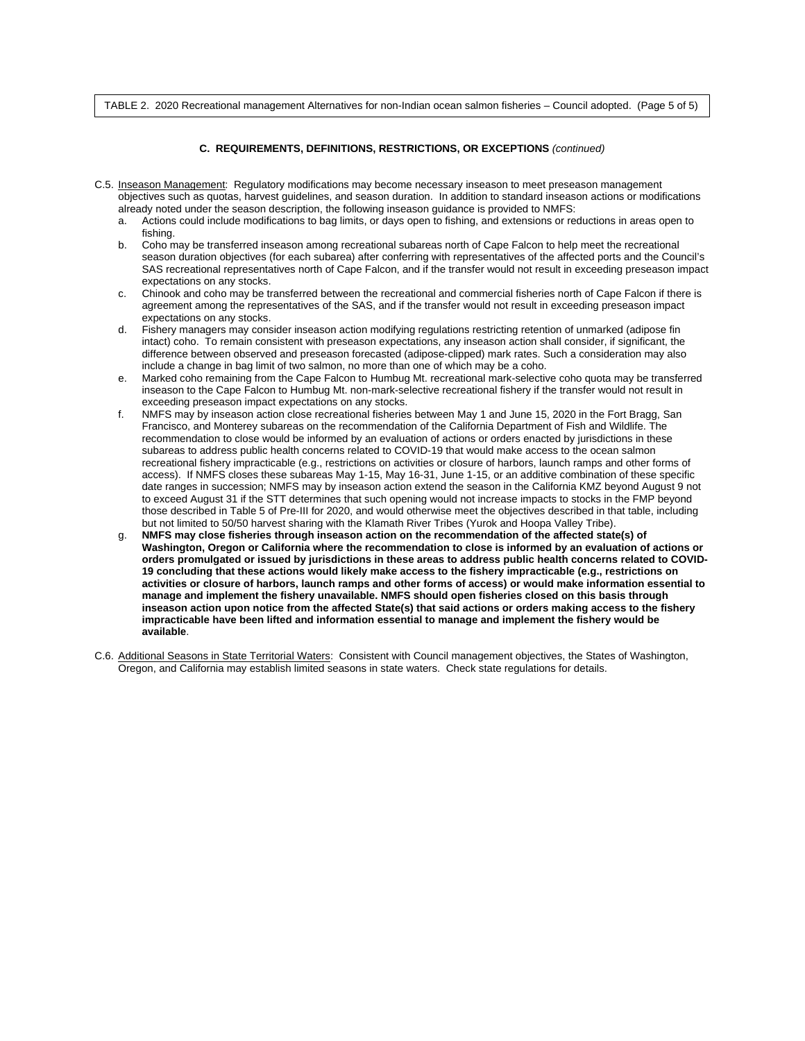TABLE 2. 2020 Recreational management Alternatives for non-Indian ocean salmon fisheries – Council adopted. (Page 5 of 5)

**C. REQUIREMENTS, DEFINITIONS, RESTRICTIONS, OR EXCEPTIONS** *(continued)*

C.5. Inseason Management: Regulatory modifications may become necessary inseason to meet preseason management objectives such as quotas, harvest guidelines, and season duration. In addition to standard inseason actions or modifications already noted under the season description, the following inseason guidance is provided to NMFS:

a. Actions could include modifications to bag limits, or days open to fishing, and extensions or reductions in areas open to fishing.

b. Coho may be transferred inseason among recreational subareas north of Cape Falcon to help meet the recreational season duration objectives (for each subarea) after conferring with representatives of the affected ports and the Council's SAS recreational representatives north of Cape Falcon, and if the transfer would not result in exceeding preseason impact expectations on any stocks.

c. Chinook and coho may be transferred between the recreational and commercial fisheries north of Cape Falcon if there is agreement among the representatives of the SAS, and if the transfer would not result in exceeding preseason impact expectations on any stocks.

d. Fishery managers may consider inseason action modifying regulations restricting retention of unmarked (adipose fin intact) coho. To remain consistent with preseason expectations, any inseason action shall consider, if significant, the difference between observed and preseason forecasted (adipose-clipped) mark rates. Such a consideration may also include a change in bag limit of two salmon, no more than one of which may be a coho.

e. Marked coho remaining from the Cape Falcon to Humbug Mt. recreational mark-selective coho quota may be transferred inseason to the Cape Falcon to Humbug Mt. non-mark-selective recreational fishery if the transfer would not result in exceeding preseason impact expectations on any stocks.

f. NMFS may by inseason action close recreational fisheries between May 1 and June 15, 2020 in the Fort Bragg, San Francisco, and Monterey subareas on the recommendation of the California Department of Fish and Wildlife. The recommendation to close would be informed by an evaluation of actions or orders enacted by jurisdictions in these subareas to address public health concerns related to COVID-19 that would make access to the ocean salmon recreational fishery impracticable (e.g., restrictions on activities or closure of harbors, launch ramps and other forms of access). If NMFS closes these subareas May 1-15, May 16-31, June 1-15, or an additive combination of these specific date ranges in succession; NMFS may by inseason action extend the season in the California KMZ beyond August 9 not to exceed August 31 if the STT determines that such opening would not increase impacts to stocks in the FMP beyond those described in Table 5 of Pre-III for 2020, and would otherwise meet the objectives described in that table, including but not limited to 50/50 harvest sharing with the Klamath River Tribes (Yurok and Hoopa Valley Tribe).

g. **NMFS may close fisheries through inseason action on the recommendation of the affected state(s) of Washington, Oregon or California where the recommendation to close is informed by an evaluation of actions or orders promulgated or issued by jurisdictions in these areas to address public health concerns related to COVID-19 concluding that these actions would likely make access to the fishery impracticable (e.g., restrictions on activities or closure of harbors, launch ramps and other forms of access) or would make information essential to manage and implement the fishery unavailable. NMFS should open fisheries closed on this basis through inseason action upon notice from the affected State(s) that said actions or orders making access to the fishery impracticable have been lifted and information essential to manage and implement the fishery would be available**.

C.6. Additional Seasons in State Territorial Waters: Consistent with Council management objectives, the States of Washington, Oregon, and California may establish limited seasons in state waters. Check state regulations for details.